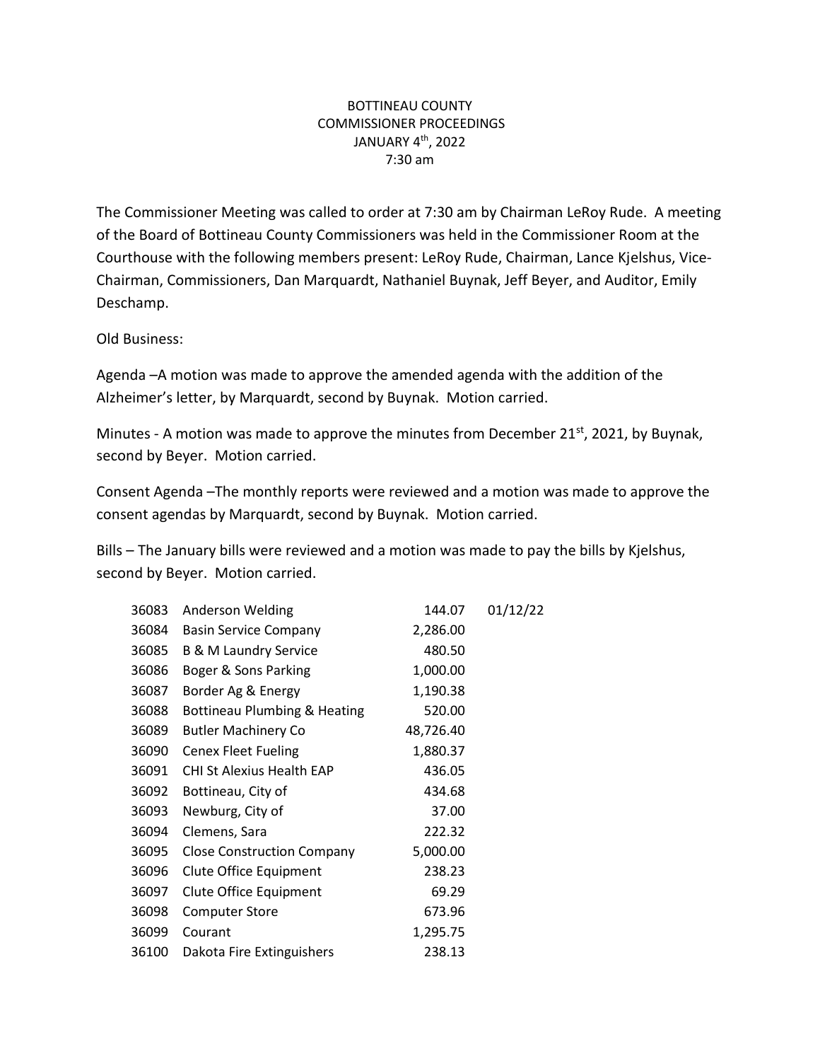# BOTTINEAU COUNTY
# COMMISSIONER PROCEEDINGS
# JANUARY 4th, 2022
# 7:30 am

The Commissioner Meeting was called to order at 7:30 am by Chairman LeRoy Rude. A meeting of the Board of Bottineau County Commissioners was held in the Commissioner Room at the Courthouse with the following members present: LeRoy Rude, Chairman, Lance Kjelshus, Vice-Chairman, Commissioners, Dan Marquardt, Nathaniel Buynak, Jeff Beyer, and Auditor, Emily Deschamp.

Old Business:

Agenda –A motion was made to approve the amended agenda with the addition of the Alzheimer's letter, by Marquardt, second by Buynak. Motion carried.

Minutes - A motion was made to approve the minutes from December 21st, 2021, by Buynak, second by Beyer. Motion carried.

Consent Agenda –The monthly reports were reviewed and a motion was made to approve the consent agendas by Marquardt, second by Buynak. Motion carried.

Bills – The January bills were reviewed and a motion was made to pay the bills by Kjelshus, second by Beyer. Motion carried.

| | | | |
|---|---|---|---|
| 36083 | Anderson Welding | 144.07 | 01/12/22 |
| 36084 | Basin Service Company | 2,286.00 | |
| 36085 | B & M Laundry Service | 480.50 | |
| 36086 | Boger & Sons Parking | 1,000.00 | |
| 36087 | Border Ag & Energy | 1,190.38 | |
| 36088 | Bottineau Plumbing & Heating | 520.00 | |
| 36089 | Butler Machinery Co | 48,726.40 | |
| 36090 | Cenex Fleet Fueling | 1,880.37 | |
| 36091 | CHI St Alexius Health EAP | 436.05 | |
| 36092 | Bottineau, City of | 434.68 | |
| 36093 | Newburg, City of | 37.00 | |
| 36094 | Clemens, Sara | 222.32 | |
| 36095 | Close Construction Company | 5,000.00 | |
| 36096 | Clute Office Equipment | 238.23 | |
| 36097 | Clute Office Equipment | 69.29 | |
| 36098 | Computer Store | 673.96 | |
| 36099 | Courant | 1,295.75 | |
| 36100 | Dakota Fire Extinguishers | 238.13 | |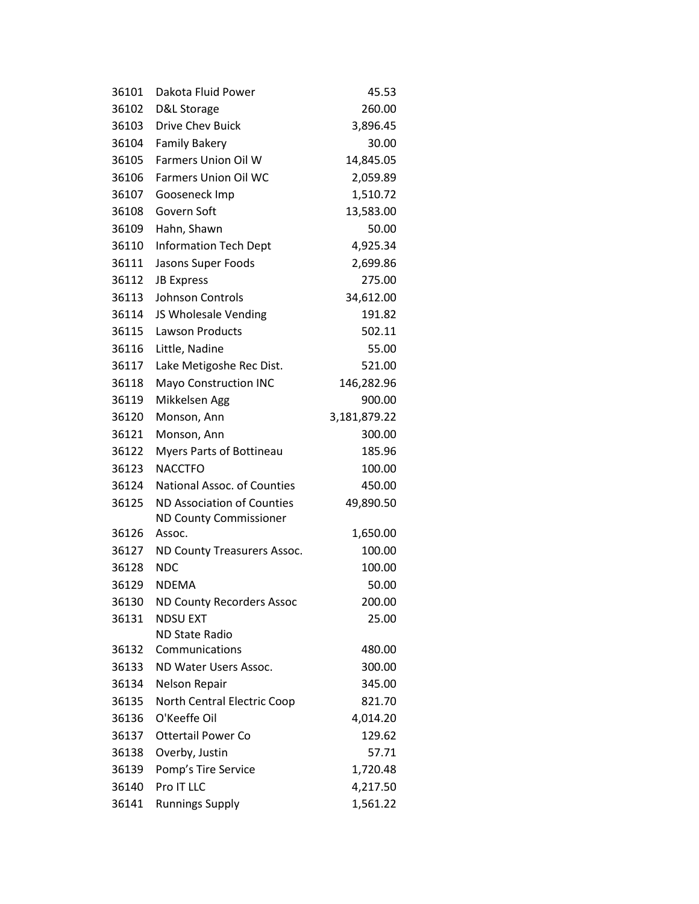| | | |
|---|---|---|
| 36101 | Dakota Fluid Power | 45.53 |
| 36102 | D&L Storage | 260.00 |
| 36103 | Drive Chev Buick | 3,896.45 |
| 36104 | Family Bakery | 30.00 |
| 36105 | Farmers Union Oil W | 14,845.05 |
| 36106 | Farmers Union Oil WC | 2,059.89 |
| 36107 | Gooseneck Imp | 1,510.72 |
| 36108 | Govern Soft | 13,583.00 |
| 36109 | Hahn, Shawn | 50.00 |
| 36110 | Information Tech Dept | 4,925.34 |
| 36111 | Jasons Super Foods | 2,699.86 |
| 36112 | JB Express | 275.00 |
| 36113 | Johnson Controls | 34,612.00 |
| 36114 | JS Wholesale Vending | 191.82 |
| 36115 | Lawson Products | 502.11 |
| 36116 | Little, Nadine | 55.00 |
| 36117 | Lake Metigoshe Rec Dist. | 521.00 |
| 36118 | Mayo Construction INC | 146,282.96 |
| 36119 | Mikkelsen Agg | 900.00 |
| 36120 | Monson, Ann | 3,181,879.22 |
| 36121 | Monson, Ann | 300.00 |
| 36122 | Myers Parts of Bottineau | 185.96 |
| 36123 | NACCTFO | 100.00 |
| 36124 | National Assoc. of Counties | 450.00 |
| 36125 | ND Association of Counties | 49,890.50 |
| 36126 | ND County Commissioner Assoc. | 1,650.00 |
| 36127 | ND County Treasurers Assoc. | 100.00 |
| 36128 | NDC | 100.00 |
| 36129 | NDEMA | 50.00 |
| 36130 | ND County Recorders Assoc | 200.00 |
| 36131 | NDSU EXT | 25.00 |
| 36132 | ND State Radio Communications | 480.00 |
| 36133 | ND Water Users Assoc. | 300.00 |
| 36134 | Nelson Repair | 345.00 |
| 36135 | North Central Electric Coop | 821.70 |
| 36136 | O'Keeffe Oil | 4,014.20 |
| 36137 | Ottertail Power Co | 129.62 |
| 36138 | Overby, Justin | 57.71 |
| 36139 | Pomp's Tire Service | 1,720.48 |
| 36140 | Pro IT LLC | 4,217.50 |
| 36141 | Runnings Supply | 1,561.22 |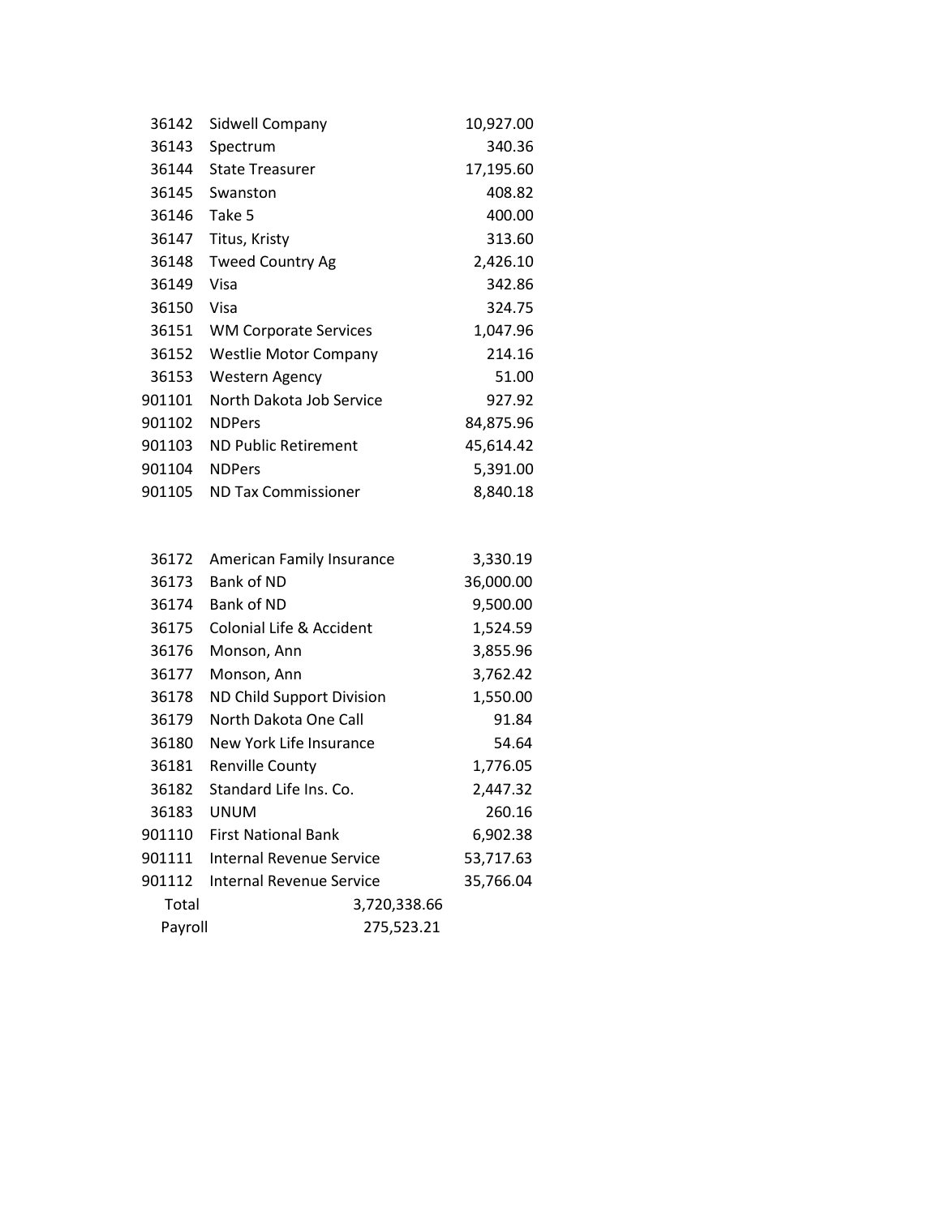| | | |
|---|---|---|
| 36142 | Sidwell Company | 10,927.00 |
| 36143 | Spectrum | 340.36 |
| 36144 | State Treasurer | 17,195.60 |
| 36145 | Swanston | 408.82 |
| 36146 | Take 5 | 400.00 |
| 36147 | Titus, Kristy | 313.60 |
| 36148 | Tweed Country Ag | 2,426.10 |
| 36149 | Visa | 342.86 |
| 36150 | Visa | 324.75 |
| 36151 | WM Corporate Services | 1,047.96 |
| 36152 | Westlie Motor Company | 214.16 |
| 36153 | Western Agency | 51.00 |
| 901101 | North Dakota Job Service | 927.92 |
| 901102 | NDPers | 84,875.96 |
| 901103 | ND Public Retirement | 45,614.42 |
| 901104 | NDPers | 5,391.00 |
| 901105 | ND Tax Commissioner | 8,840.18 |

| | | |
|---|---|---|
| 36172 | American Family Insurance | 3,330.19 |
| 36173 | Bank of ND | 36,000.00 |
| 36174 | Bank of ND | 9,500.00 |
| 36175 | Colonial Life & Accident | 1,524.59 |
| 36176 | Monson, Ann | 3,855.96 |
| 36177 | Monson, Ann | 3,762.42 |
| 36178 | ND Child Support Division | 1,550.00 |
| 36179 | North Dakota One Call | 91.84 |
| 36180 | New York Life Insurance | 54.64 |
| 36181 | Renville County | 1,776.05 |
| 36182 | Standard Life Ins. Co. | 2,447.32 |
| 36183 | UNUM | 260.16 |
| 901110 | First National Bank | 6,902.38 |
| 901111 | Internal Revenue Service | 53,717.63 |
| 901112 | Internal Revenue Service | 35,766.04 |
| Total | 3,720,338.66 | |
| Payroll | 275,523.21 | |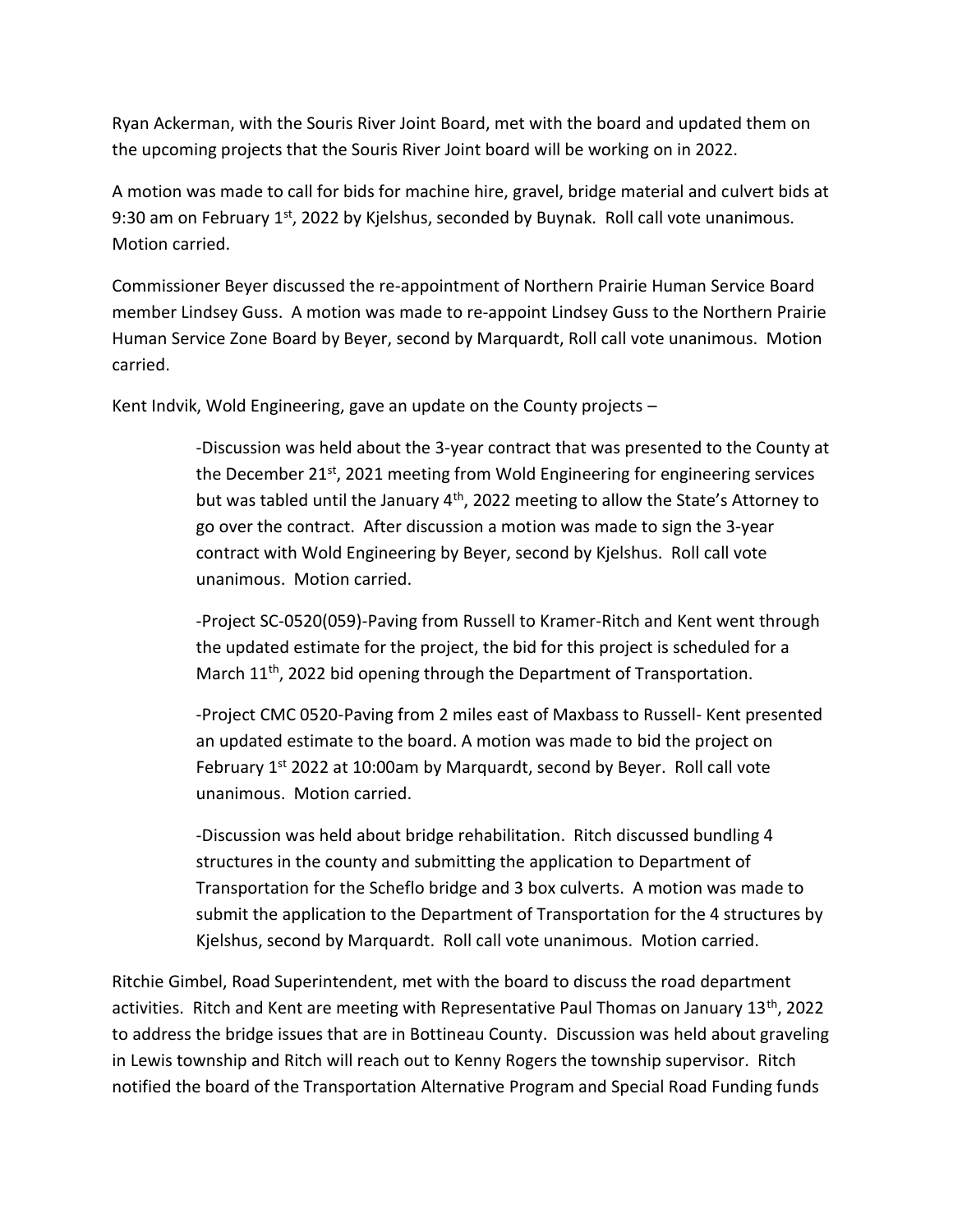Ryan Ackerman, with the Souris River Joint Board, met with the board and updated them on the upcoming projects that the Souris River Joint board will be working on in 2022.

A motion was made to call for bids for machine hire, gravel, bridge material and culvert bids at 9:30 am on February 1st, 2022 by Kjelshus, seconded by Buynak. Roll call vote unanimous. Motion carried.

Commissioner Beyer discussed the re-appointment of Northern Prairie Human Service Board member Lindsey Guss. A motion was made to re-appoint Lindsey Guss to the Northern Prairie Human Service Zone Board by Beyer, second by Marquardt, Roll call vote unanimous. Motion carried.

Kent Indvik, Wold Engineering, gave an update on the County projects –

> -Discussion was held about the 3-year contract that was presented to the County at the December 21st, 2021 meeting from Wold Engineering for engineering services but was tabled until the January 4th, 2022 meeting to allow the State's Attorney to go over the contract. After discussion a motion was made to sign the 3-year contract with Wold Engineering by Beyer, second by Kjelshus. Roll call vote unanimous. Motion carried.
>
> -Project SC-0520(059)-Paving from Russell to Kramer-Ritch and Kent went through the updated estimate for the project, the bid for this project is scheduled for a March 11th, 2022 bid opening through the Department of Transportation.
>
> -Project CMC 0520-Paving from 2 miles east of Maxbass to Russell- Kent presented an updated estimate to the board. A motion was made to bid the project on February 1st 2022 at 10:00am by Marquardt, second by Beyer. Roll call vote unanimous. Motion carried.
>
> -Discussion was held about bridge rehabilitation. Ritch discussed bundling 4 structures in the county and submitting the application to Department of Transportation for the Scheflo bridge and 3 box culverts. A motion was made to submit the application to the Department of Transportation for the 4 structures by Kjelshus, second by Marquardt. Roll call vote unanimous. Motion carried.

Ritchie Gimbel, Road Superintendent, met with the board to discuss the road department activities. Ritch and Kent are meeting with Representative Paul Thomas on January 13th, 2022 to address the bridge issues that are in Bottineau County. Discussion was held about graveling in Lewis township and Ritch will reach out to Kenny Rogers the township supervisor. Ritch notified the board of the Transportation Alternative Program and Special Road Funding funds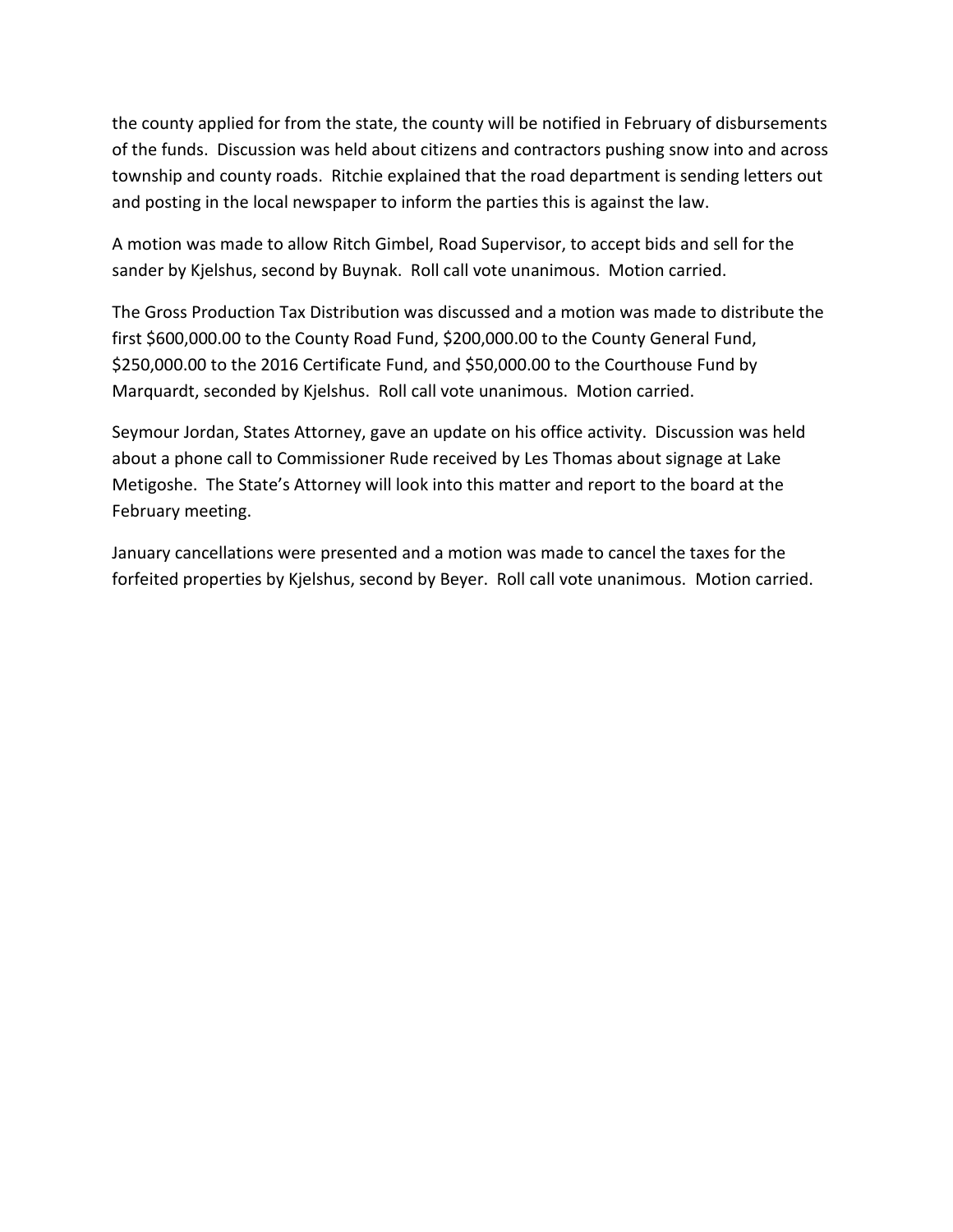the county applied for from the state, the county will be notified in February of disbursements of the funds. Discussion was held about citizens and contractors pushing snow into and across township and county roads. Ritchie explained that the road department is sending letters out and posting in the local newspaper to inform the parties this is against the law.

A motion was made to allow Ritch Gimbel, Road Supervisor, to accept bids and sell for the sander by Kjelshus, second by Buynak. Roll call vote unanimous. Motion carried.

The Gross Production Tax Distribution was discussed and a motion was made to distribute the first $600,000.00 to the County Road Fund, $200,000.00 to the County General Fund, $250,000.00 to the 2016 Certificate Fund, and $50,000.00 to the Courthouse Fund by Marquardt, seconded by Kjelshus. Roll call vote unanimous. Motion carried.

Seymour Jordan, States Attorney, gave an update on his office activity. Discussion was held about a phone call to Commissioner Rude received by Les Thomas about signage at Lake Metigoshe. The State's Attorney will look into this matter and report to the board at the February meeting.

January cancellations were presented and a motion was made to cancel the taxes for the forfeited properties by Kjelshus, second by Beyer. Roll call vote unanimous. Motion carried.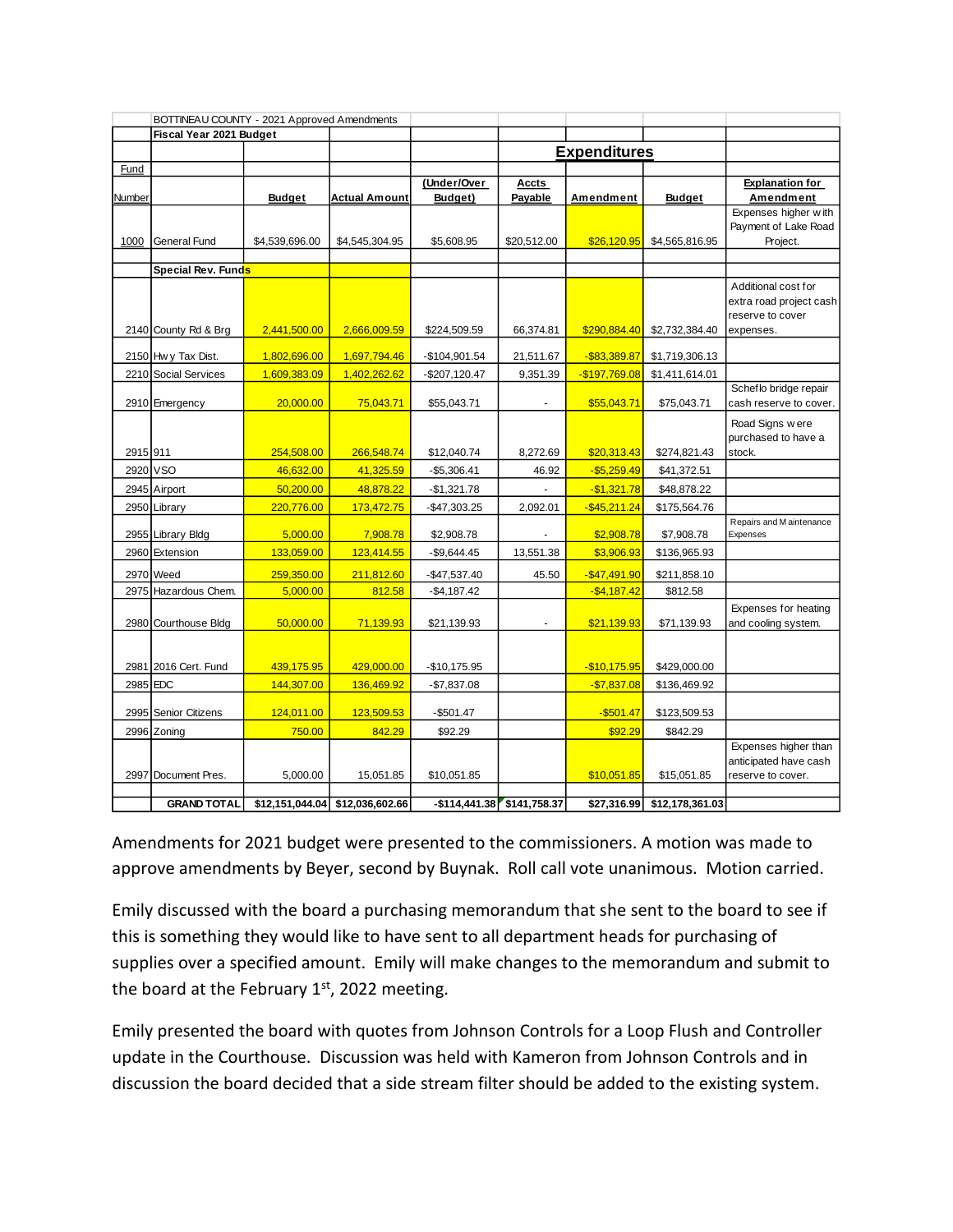| | BOTTINEAU COUNTY - 2021 Approved Amendments | | | | | | | |
|---|---|---|---|---|---|---|---|---|
| | **Fiscal Year 2021 Budget** | | | | | | | |
| | | | | | **Expenditures** | | | |
| Fund | | | | | | | | |
| Number | | **Budget** | **Actual Amount** | **(Under/Over Budget)** | **Accts Payable** | **Amendment** | **Budget** | **Explanation for Amendment** |
| 1000 | General Fund | $4,539,696.00 | $4,545,304.95 | $5,608.95 | $20,512.00 | $26,120.95 | $4,565,816.95 | Expenses higher with Payment of Lake Road Project. |
| | **Special Rev. Funds** | | | | | | | |
| 2140 | County Rd & Brg | 2,441,500.00 | 2,666,009.59 | $224,509.59 | 66,374.81 | $290,884.40 | $2,732,384.40 | Additional cost for extra road project cash reserve to cover expenses. |
| 2150 | Hwy Tax Dist. | 1,802,696.00 | 1,697,794.46 | -$104,901.54 | 21,511.67 | -$83,389.87 | $1,719,306.13 | |
| 2210 | Social Services | 1,609,383.09 | 1,402,262.62 | -$207,120.47 | 9,351.39 | -$197,769.08 | $1,411,614.01 | |
| 2910 | Emergency | 20,000.00 | 75,043.71 | $55,043.71 | - | $55,043.71 | $75,043.71 | Scheflo bridge repair cash reserve to cover. |
| 2915 | 911 | 254,508.00 | 266,548.74 | $12,040.74 | 8,272.69 | $20,313.43 | $274,821.43 | Road Signs were purchased to have a stock. |
| 2920 | VSO | 46,632.00 | 41,325.59 | -$5,306.41 | 46.92 | -$5,259.49 | $41,372.51 | |
| 2945 | Airport | 50,200.00 | 48,878.22 | -$1,321.78 | - | -$1,321.78 | $48,878.22 | |
| 2950 | Library | 220,776.00 | 173,472.75 | -$47,303.25 | 2,092.01 | -$45,211.24 | $175,564.76 | |
| 2955 | Library Bldg | 5,000.00 | 7,908.78 | $2,908.78 | - | $2,908.78 | $7,908.78 | Repairs and Maintenance Expenses |
| 2960 | Extension | 133,059.00 | 123,414.55 | -$9,644.45 | 13,551.38 | $3,906.93 | $136,965.93 | |
| 2970 | Weed | 259,350.00 | 211,812.60 | -$47,537.40 | 45.50 | -$47,491.90 | $211,858.10 | |
| 2975 | Hazardous Chem. | 5,000.00 | 812.58 | -$4,187.42 | | -$4,187.42 | $812.58 | |
| 2980 | Courthouse Bldg | 50,000.00 | 71,139.93 | $21,139.93 | - | $21,139.93 | $71,139.93 | Expenses for heating and cooling system. |
| 2981 | 2016 Cert. Fund | 439,175.95 | 429,000.00 | -$10,175.95 | | -$10,175.95 | $429,000.00 | |
| 2985 | EDC | 144,307.00 | 136,469.92 | -$7,837.08 | | -$7,837.08 | $136,469.92 | |
| 2995 | Senior Citizens | 124,011.00 | 123,509.53 | -$501.47 | | -$501.47 | $123,509.53 | |
| 2996 | Zoning | 750.00 | 842.29 | $92.29 | | $92.29 | $842.29 | |
| 2997 | Document Pres. | 5,000.00 | 15,051.85 | $10,051.85 | | $10,051.85 | $15,051.85 | Expenses higher than anticipated have cash reserve to cover. |
| | **GRAND TOTAL** | **$12,151,044.04** | **$12,036,602.66** | **-$114,441.38** | **$141,758.37** | **$27,316.99** | **$12,178,361.03** | |

Amendments for 2021 budget were presented to the commissioners. A motion was made to approve amendments by Beyer, second by Buynak. Roll call vote unanimous. Motion carried.

Emily discussed with the board a purchasing memorandum that she sent to the board to see if this is something they would like to have sent to all department heads for purchasing of supplies over a specified amount. Emily will make changes to the memorandum and submit to the board at the February 1st, 2022 meeting.

Emily presented the board with quotes from Johnson Controls for a Loop Flush and Controller update in the Courthouse. Discussion was held with Kameron from Johnson Controls and in discussion the board decided that a side stream filter should be added to the existing system.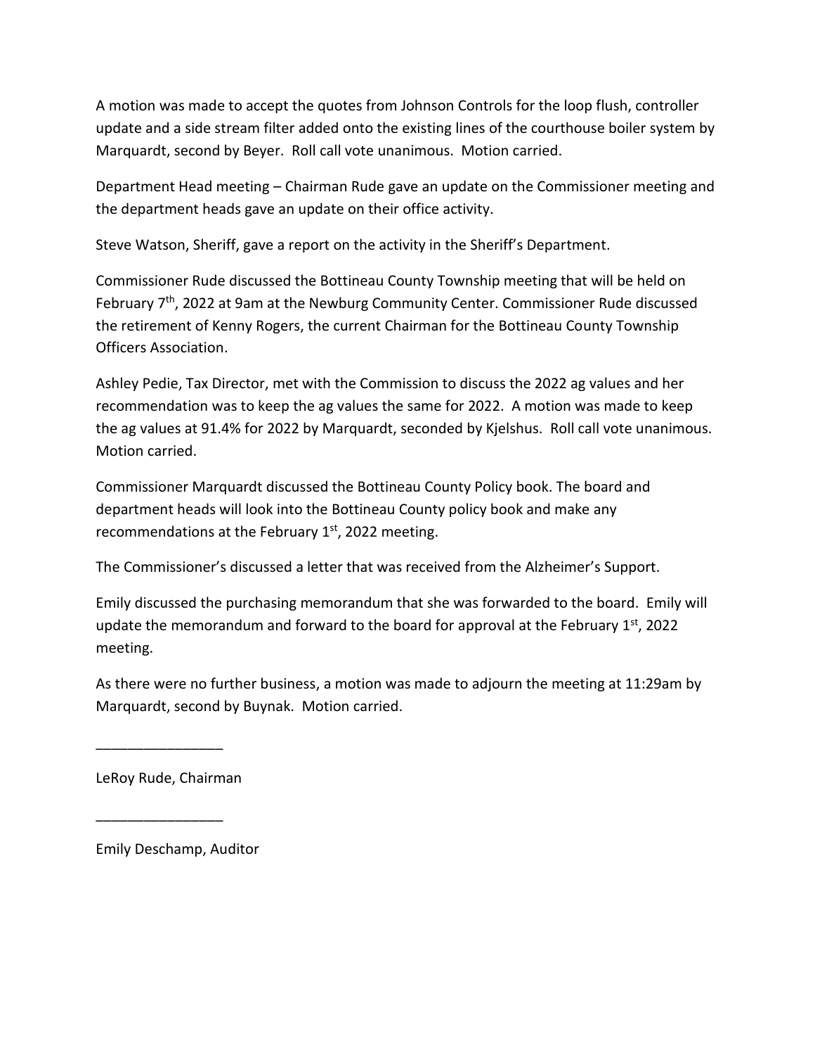A motion was made to accept the quotes from Johnson Controls for the loop flush, controller update and a side stream filter added onto the existing lines of the courthouse boiler system by Marquardt, second by Beyer. Roll call vote unanimous. Motion carried.

Department Head meeting – Chairman Rude gave an update on the Commissioner meeting and the department heads gave an update on their office activity.

Steve Watson, Sheriff, gave a report on the activity in the Sheriff's Department.

Commissioner Rude discussed the Bottineau County Township meeting that will be held on February 7th, 2022 at 9am at the Newburg Community Center. Commissioner Rude discussed the retirement of Kenny Rogers, the current Chairman for the Bottineau County Township Officers Association.

Ashley Pedie, Tax Director, met with the Commission to discuss the 2022 ag values and her recommendation was to keep the ag values the same for 2022. A motion was made to keep the ag values at 91.4% for 2022 by Marquardt, seconded by Kjelshus. Roll call vote unanimous. Motion carried.

Commissioner Marquardt discussed the Bottineau County Policy book. The board and department heads will look into the Bottineau County policy book and make any recommendations at the February 1st, 2022 meeting.

The Commissioner's discussed a letter that was received from the Alzheimer's Support.

Emily discussed the purchasing memorandum that she was forwarded to the board. Emily will update the memorandum and forward to the board for approval at the February 1st, 2022 meeting.

As there were no further business, a motion was made to adjourn the meeting at 11:29am by Marquardt, second by Buynak. Motion carried.

\_\_\_\_\_\_\_\_\_\_\_\_\_\_\_\_

LeRoy Rude, Chairman

\_\_\_\_\_\_\_\_\_\_\_\_\_\_\_\_

Emily Deschamp, Auditor